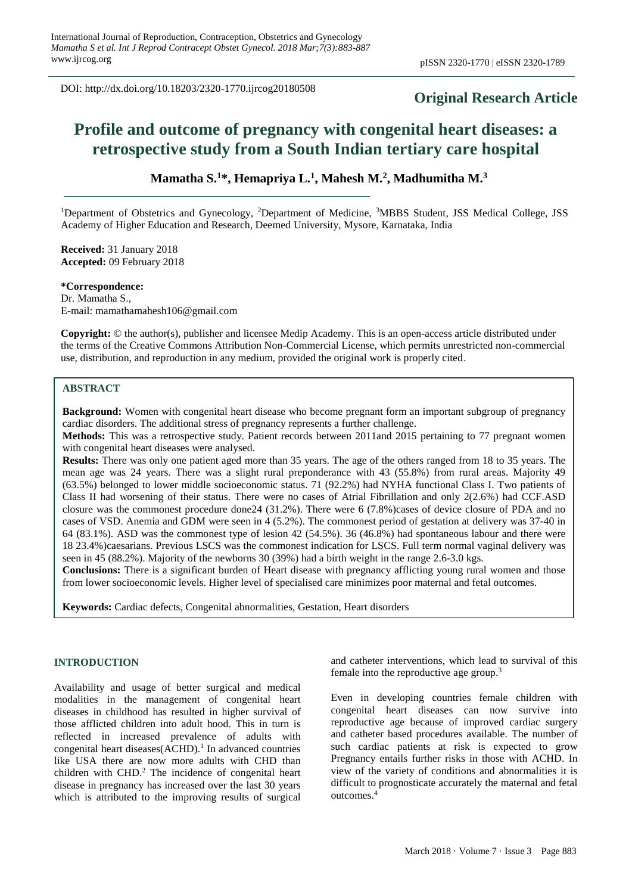DOI: http://dx.doi.org/10.18203/2320-1770.ijrcog20180508

**Original Research Article**

# Profile and outcome of pregnancy with congenital heart diseases: a retrospective study from a South Indian tertiary care hospital

**Mamatha S.[1]*, Hemapriya L.[1], Mahesh M.[2], Madhumitha M.[3]**

[1]Department of Obstetrics and Gynecology, [2]Department of Medicine, [3]MBBS Student, JSS Medical College, JSS Academy of Higher Education and Research, Deemed University, Mysore, Karnataka, India

**Received:** 31 January 2018
**Accepted:** 09 February 2018

**\*Correspondence:**
Dr. Mamatha S.,
E-mail: mamathamahesh106@gmail.com

**Copyright:** © the author(s), publisher and licensee Medip Academy. This is an open-access article distributed under the terms of the Creative Commons Attribution Non-Commercial License, which permits unrestricted non-commercial use, distribution, and reproduction in any medium, provided the original work is properly cited.

## ABSTRACT

**Background:** Women with congenital heart disease who become pregnant form an important subgroup of pregnancy cardiac disorders. The additional stress of pregnancy represents a further challenge.

**Methods:** This was a retrospective study. Patient records between 2011and 2015 pertaining to 77 pregnant women with congenital heart diseases were analysed.

**Results:** There was only one patient aged more than 35 years. The age of the others ranged from 18 to 35 years. The mean age was 24 years. There was a slight rural preponderance with 43 (55.8%) from rural areas. Majority 49 (63.5%) belonged to lower middle socioeconomic status. 71 (92.2%) had NYHA functional Class I. Two patients of Class II had worsening of their status. There were no cases of Atrial Fibrillation and only 2(2.6%) had CCF.ASD closure was the commonest procedure done24 (31.2%). There were 6 (7.8%)cases of device closure of PDA and no cases of VSD. Anemia and GDM were seen in 4 (5.2%). The commonest period of gestation at delivery was 37-40 in 64 (83.1%). ASD was the commonest type of lesion 42 (54.5%). 36 (46.8%) had spontaneous labour and there were 18 23.4%)caesarians. Previous LSCS was the commonest indication for LSCS. Full term normal vaginal delivery was seen in 45 (88.2%). Majority of the newborns 30 (39%) had a birth weight in the range 2.6-3.0 kgs.

**Conclusions:** There is a significant burden of Heart disease with pregnancy afflicting young rural women and those from lower socioeconomic levels. Higher level of specialised care minimizes poor maternal and fetal outcomes.

**Keywords:** Cardiac defects, Congenital abnormalities, Gestation, Heart disorders

## INTRODUCTION

Availability and usage of better surgical and medical modalities in the management of congenital heart diseases in childhood has resulted in higher survival of those afflicted children into adult hood. This in turn is reflected in increased prevalence of adults with congenital heart diseases(ACHD).[1] In advanced countries like USA there are now more adults with CHD than children with CHD.[2] The incidence of congenital heart disease in pregnancy has increased over the last 30 years which is attributed to the improving results of surgical and catheter interventions, which lead to survival of this female into the reproductive age group.[3]

Even in developing countries female children with congenital heart diseases can now survive into reproductive age because of improved cardiac surgery and catheter based procedures available. The number of such cardiac patients at risk is expected to grow Pregnancy entails further risks in those with ACHD. In view of the variety of conditions and abnormalities it is difficult to prognosticate accurately the maternal and fetal outcomes.[4]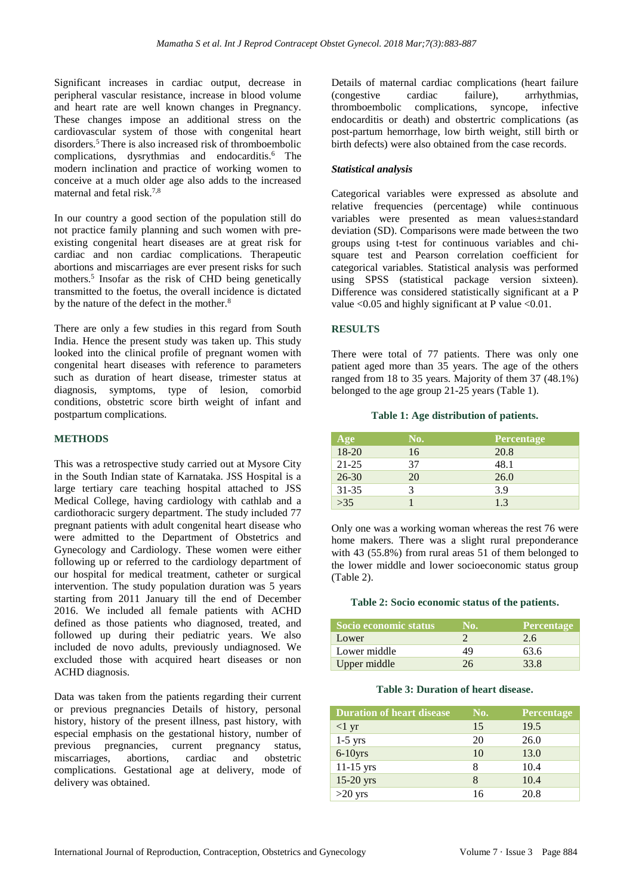Significant increases in cardiac output, decrease in peripheral vascular resistance, increase in blood volume and heart rate are well known changes in Pregnancy. These changes impose an additional stress on the cardiovascular system of those with congenital heart disorders.[5] There is also increased risk of thromboembolic complications, dysrythmias and endocarditis.[6] The modern inclination and practice of working women to conceive at a much older age also adds to the increased maternal and fetal risk.[7,8]

In our country a good section of the population still do not practice family planning and such women with pre-existing congenital heart diseases are at great risk for cardiac and non cardiac complications. Therapeutic abortions and miscarriages are ever present risks for such mothers.[5] Insofar as the risk of CHD being genetically transmitted to the foetus, the overall incidence is dictated by the nature of the defect in the mother.[8]

There are only a few studies in this regard from South India. Hence the present study was taken up. This study looked into the clinical profile of pregnant women with congenital heart diseases with reference to parameters such as duration of heart disease, trimester status at diagnosis, symptoms, type of lesion, comorbid conditions, obstetric score birth weight of infant and postpartum complications.

## METHODS

This was a retrospective study carried out at Mysore City in the South Indian state of Karnataka. JSS Hospital is a large tertiary care teaching hospital attached to JSS Medical College, having cardiology with cathlab and a cardiothoracic surgery department. The study included 77 pregnant patients with adult congenital heart disease who were admitted to the Department of Obstetrics and Gynecology and Cardiology. These women were either following up or referred to the cardiology department of our hospital for medical treatment, catheter or surgical intervention. The study population duration was 5 years starting from 2011 January till the end of December 2016. We included all female patients with ACHD defined as those patients who diagnosed, treated, and followed up during their pediatric years. We also included de novo adults, previously undiagnosed. We excluded those with acquired heart diseases or non ACHD diagnosis.

Data was taken from the patients regarding their current or previous pregnancies Details of history, personal history, history of the present illness, past history, with especial emphasis on the gestational history, number of previous pregnancies, current pregnancy status, miscarriages, abortions, cardiac and obstetric complications. Gestational age at delivery, mode of delivery was obtained.

Details of maternal cardiac complications (heart failure (congestive cardiac failure), arrhythmias, thromboembolic complications, syncope, infective endocarditis or death) and obstertric complications (as post-partum hemorrhage, low birth weight, still birth or birth defects) were also obtained from the case records.

### *Statistical analysis*

Categorical variables were expressed as absolute and relative frequencies (percentage) while continuous variables were presented as mean values±standard deviation (SD). Comparisons were made between the two groups using t-test for continuous variables and chi-square test and Pearson correlation coefficient for categorical variables. Statistical analysis was performed using SPSS (statistical package version sixteen). Difference was considered statistically significant at a P value <0.05 and highly significant at P value <0.01.

## RESULTS

There were total of 77 patients. There was only one patient aged more than 35 years. The age of the others ranged from 18 to 35 years. Majority of them 37 (48.1%) belonged to the age group 21-25 years (Table 1).

**Table 1: Age distribution of patients.**

| Age | No. | Percentage |
|---|---|---|
| 18-20 | 16 | 20.8 |
| 21-25 | 37 | 48.1 |
| 26-30 | 20 | 26.0 |
| 31-35 | 3 | 3.9 |
| >35 | 1 | 1.3 |

Only one was a working woman whereas the rest 76 were home makers. There was a slight rural preponderance with 43 (55.8%) from rural areas 51 of them belonged to the lower middle and lower socioeconomic status group (Table 2).

**Table 2: Socio economic status of the patients.**

| Socio economic status | No. | Percentage |
|---|---|---|
| Lower | 2 | 2.6 |
| Lower middle | 49 | 63.6 |
| Upper middle | 26 | 33.8 |

**Table 3: Duration of heart disease.**

| Duration of heart disease | No. | Percentage |
|---|---|---|
| <1 yr | 15 | 19.5 |
| 1-5 yrs | 20 | 26.0 |
| 6-10yrs | 10 | 13.0 |
| 11-15 yrs | 8 | 10.4 |
| 15-20 yrs | 8 | 10.4 |
| >20 yrs | 16 | 20.8 |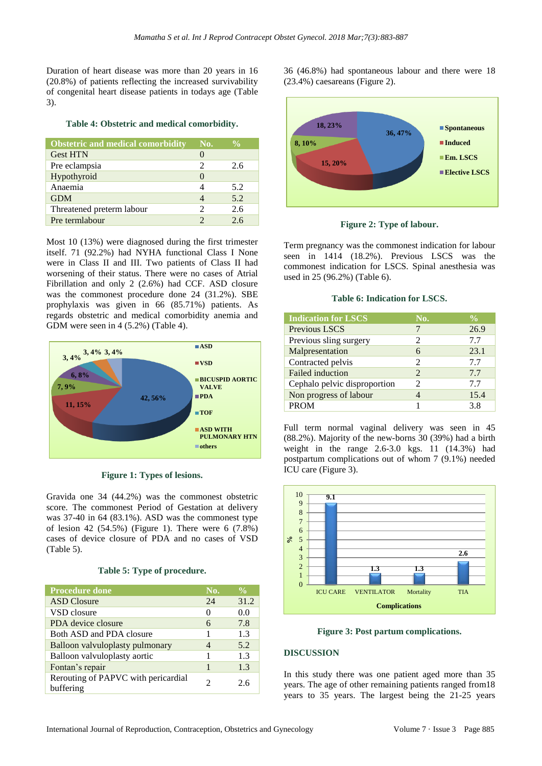Duration of heart disease was more than 20 years in 16 (20.8%) of patients reflecting the increased survivability of congenital heart disease patients in todays age (Table 3).

**Table 4: Obstetric and medical comorbidity.**

| Obstetric and medical comorbidity | No. | % |
|---|---|---|
| Gest HTN | 0 | |
| Pre eclampsia | 2 | 2.6 |
| Hypothyroid | 0 | |
| Anaemia | 4 | 5.2 |
| GDM | 4 | 5.2 |
| Threatened preterm labour | 2 | 2.6 |
| Pre termlabour | 2 | 2.6 |

Most 10 (13%) were diagnosed during the first trimester itself. 71 (92.2%) had NYHA functional Class I None were in Class II and III. Two patients of Class II had worsening of their status. There were no cases of Atrial Fibrillation and only 2 (2.6%) had CCF. ASD closure was the commonest procedure done 24 (31.2%). SBE prophylaxis was given in 66 (85.71%) patients. As regards obstetric and medical comorbidity anemia and GDM were seen in 4 (5.2%) (Table 4).

**Figure 1: Types of lesions.**

Gravida one 34 (44.2%) was the commonest obstetric score. The commonest Period of Gestation at delivery was 37-40 in 64 (83.1%). ASD was the commonest type of lesion 42 (54.5%) (Figure 1). There were 6 (7.8%) cases of device closure of PDA and no cases of VSD (Table 5).

**Table 5: Type of procedure.**

| Procedure done | No. | % |
|---|---|---|
| ASD Closure | 24 | 31.2 |
| VSD closure | 0 | 0.0 |
| PDA device closure | 6 | 7.8 |
| Both ASD and PDA closure | 1 | 1.3 |
| Balloon valvuloplasty pulmonary | 4 | 5.2 |
| Balloon valvuloplasty aortic | 1 | 1.3 |
| Fontan's repair | 1 | 1.3 |
| Rerouting of PAPVC with pericardial buffering | 2 | 2.6 |

36 (46.8%) had spontaneous labour and there were 18 (23.4%) caesareans (Figure 2).

**Figure 2: Type of labour.**

Term pregnancy was the commonest indication for labour seen in 1414 (18.2%). Previous LSCS was the commonest indication for LSCS. Spinal anesthesia was used in 25 (96.2%) (Table 6).

**Table 6: Indication for LSCS.**

| Indication for LSCS | No. | % |
|---|---|---|
| Previous LSCS | 7 | 26.9 |
| Previous sling surgery | 2 | 7.7 |
| Malpresentation | 6 | 23.1 |
| Contracted pelvis | 2 | 7.7 |
| Failed induction | 2 | 7.7 |
| Cephalo pelvic disproportion | 2 | 7.7 |
| Non progress of labour | 4 | 15.4 |
| PROM | 1 | 3.8 |

Full term normal vaginal delivery was seen in 45 (88.2%). Majority of the new-borns 30 (39%) had a birth weight in the range 2.6-3.0 kgs. 11 (14.3%) had postpartum complications out of whom 7 (9.1%) needed ICU care (Figure 3).

**Figure 3: Post partum complications.**

## DISCUSSION

In this study there was one patient aged more than 35 years. The age of other remaining patients ranged from18 years to 35 years. The largest being the 21-25 years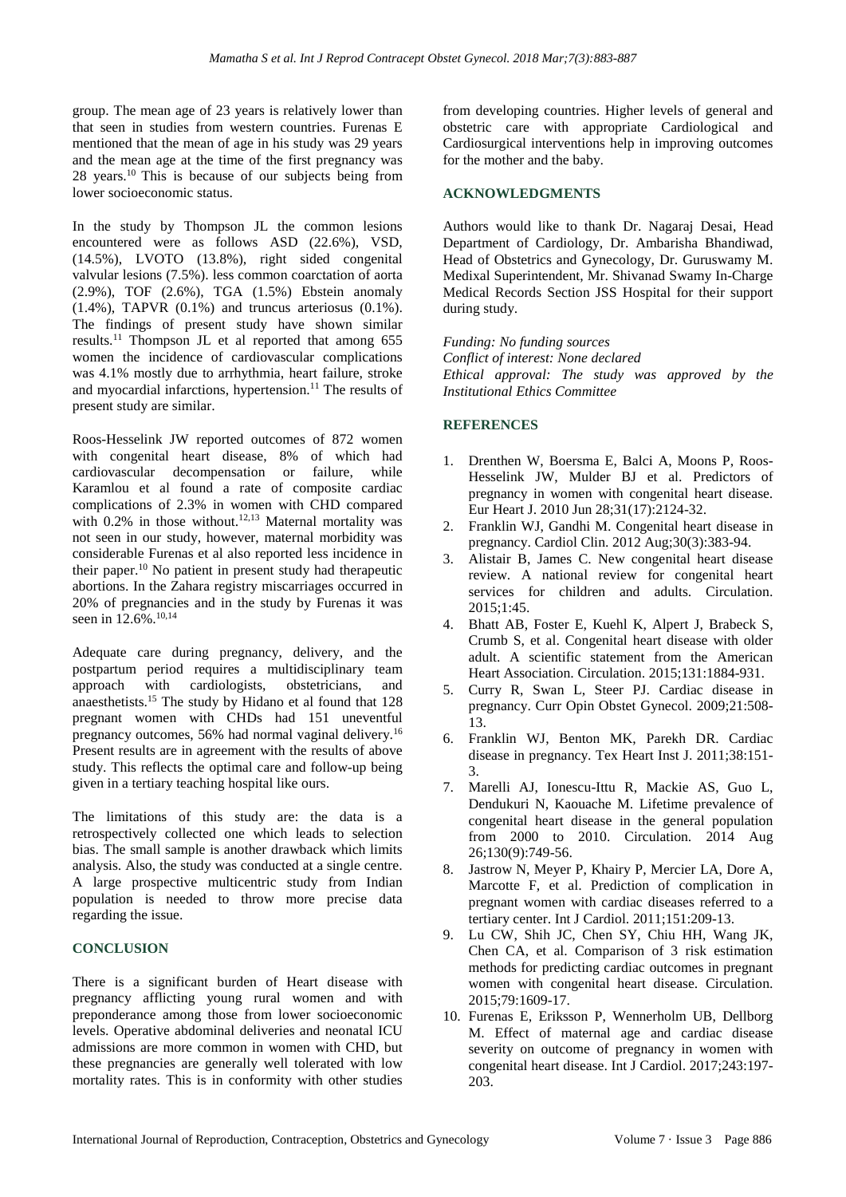group. The mean age of 23 years is relatively lower than that seen in studies from western countries. Furenas E mentioned that the mean of age in his study was 29 years and the mean age at the time of the first pregnancy was 28 years.[10] This is because of our subjects being from lower socioeconomic status.

In the study by Thompson JL the common lesions encountered were as follows ASD (22.6%), VSD, (14.5%), LVOTO (13.8%), right sided congenital valvular lesions (7.5%). less common coarctation of aorta (2.9%), TOF (2.6%), TGA (1.5%) Ebstein anomaly (1.4%), TAPVR (0.1%) and truncus arteriosus (0.1%). The findings of present study have shown similar results.[11] Thompson JL et al reported that among 655 women the incidence of cardiovascular complications was 4.1% mostly due to arrhythmia, heart failure, stroke and myocardial infarctions, hypertension.[11] The results of present study are similar.

Roos-Hesselink JW reported outcomes of 872 women with congenital heart disease, 8% of which had cardiovascular decompensation or failure, while Karamlou et al found a rate of composite cardiac complications of 2.3% in women with CHD compared with 0.2% in those without.[12,13] Maternal mortality was not seen in our study, however, maternal morbidity was considerable Furenas et al also reported less incidence in their paper.[10] No patient in present study had therapeutic abortions. In the Zahara registry miscarriages occurred in 20% of pregnancies and in the study by Furenas it was seen in 12.6%.[10,14]

Adequate care during pregnancy, delivery, and the postpartum period requires a multidisciplinary team approach with cardiologists, obstetricians, and anaesthetists.[15] The study by Hidano et al found that 128 pregnant women with CHDs had 151 uneventful pregnancy outcomes, 56% had normal vaginal delivery.[16] Present results are in agreement with the results of above study. This reflects the optimal care and follow-up being given in a tertiary teaching hospital like ours.

The limitations of this study are: the data is a retrospectively collected one which leads to selection bias. The small sample is another drawback which limits analysis. Also, the study was conducted at a single centre. A large prospective multicentric study from Indian population is needed to throw more precise data regarding the issue.

## CONCLUSION

There is a significant burden of Heart disease with pregnancy afflicting young rural women and with preponderance among those from lower socioeconomic levels. Operative abdominal deliveries and neonatal ICU admissions are more common in women with CHD, but these pregnancies are generally well tolerated with low mortality rates. This is in conformity with other studies from developing countries. Higher levels of general and obstetric care with appropriate Cardiological and Cardiosurgical interventions help in improving outcomes for the mother and the baby.

## ACKNOWLEDGMENTS

Authors would like to thank Dr. Nagaraj Desai, Head Department of Cardiology, Dr. Ambarisha Bhandiwad, Head of Obstetrics and Gynecology, Dr. Guruswamy M. Medixal Superintendent, Mr. Shivanad Swamy In-Charge Medical Records Section JSS Hospital for their support during study.

*Funding: No funding sources*
*Conflict of interest: None declared*
*Ethical approval: The study was approved by the Institutional Ethics Committee*

## REFERENCES

1. Drenthen W, Boersma E, Balci A, Moons P, Roos-Hesselink JW, Mulder BJ et al. Predictors of pregnancy in women with congenital heart disease. Eur Heart J. 2010 Jun 28;31(17):2124-32.
2. Franklin WJ, Gandhi M. Congenital heart disease in pregnancy. Cardiol Clin. 2012 Aug;30(3):383-94.
3. Alistair B, James C. New congenital heart disease review. A national review for congenital heart services for children and adults. Circulation. 2015;1:45.
4. Bhatt AB, Foster E, Kuehl K, Alpert J, Brabeck S, Crumb S, et al. Congenital heart disease with older adult. A scientific statement from the American Heart Association. Circulation. 2015;131:1884-931.
5. Curry R, Swan L, Steer PJ. Cardiac disease in pregnancy. Curr Opin Obstet Gynecol. 2009;21:508-13.
6. Franklin WJ, Benton MK, Parekh DR. Cardiac disease in pregnancy. Tex Heart Inst J. 2011;38:151-3.
7. Marelli AJ, Ionescu-Ittu R, Mackie AS, Guo L, Dendukuri N, Kaouache M. Lifetime prevalence of congenital heart disease in the general population from 2000 to 2010. Circulation. 2014 Aug 26;130(9):749-56.
8. Jastrow N, Meyer P, Khairy P, Mercier LA, Dore A, Marcotte F, et al. Prediction of complication in pregnant women with cardiac diseases referred to a tertiary center. Int J Cardiol. 2011;151:209-13.
9. Lu CW, Shih JC, Chen SY, Chiu HH, Wang JK, Chen CA, et al. Comparison of 3 risk estimation methods for predicting cardiac outcomes in pregnant women with congenital heart disease. Circulation. 2015;79:1609-17.
10. Furenas E, Eriksson P, Wennerholm UB, Dellborg M. Effect of maternal age and cardiac disease severity on outcome of pregnancy in women with congenital heart disease. Int J Cardiol. 2017;243:197-203.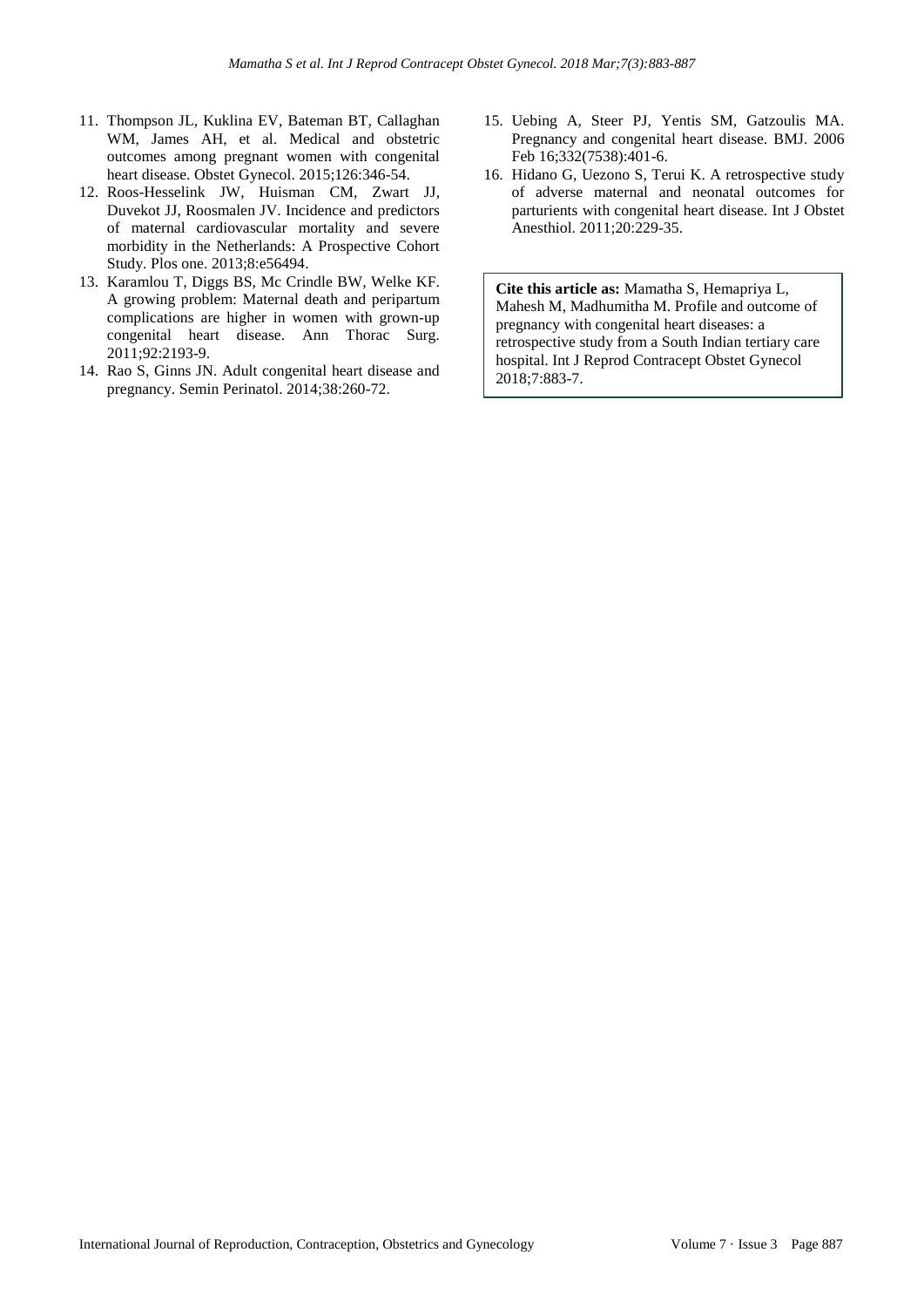11. Thompson JL, Kuklina EV, Bateman BT, Callaghan WM, James AH, et al. Medical and obstetric outcomes among pregnant women with congenital heart disease. Obstet Gynecol. 2015;126:346-54.
12. Roos-Hesselink JW, Huisman CM, Zwart JJ, Duvekot JJ, Roosmalen JV. Incidence and predictors of maternal cardiovascular mortality and severe morbidity in the Netherlands: A Prospective Cohort Study. Plos one. 2013;8:e56494.
13. Karamlou T, Diggs BS, Mc Crindle BW, Welke KF. A growing problem: Maternal death and peripartum complications are higher in women with grown-up congenital heart disease. Ann Thorac Surg. 2011;92:2193-9.
14. Rao S, Ginns JN. Adult congenital heart disease and pregnancy. Semin Perinatol. 2014;38:260-72.
15. Uebing A, Steer PJ, Yentis SM, Gatzoulis MA. Pregnancy and congenital heart disease. BMJ. 2006 Feb 16;332(7538):401-6.
16. Hidano G, Uezono S, Terui K. A retrospective study of adverse maternal and neonatal outcomes for parturients with congenital heart disease. Int J Obstet Anesthiol. 2011;20:229-35.

**Cite this article as:** Mamatha S, Hemapriya L, Mahesh M, Madhumitha M. Profile and outcome of pregnancy with congenital heart diseases: a retrospective study from a South Indian tertiary care hospital. Int J Reprod Contracept Obstet Gynecol 2018;7:883-7.